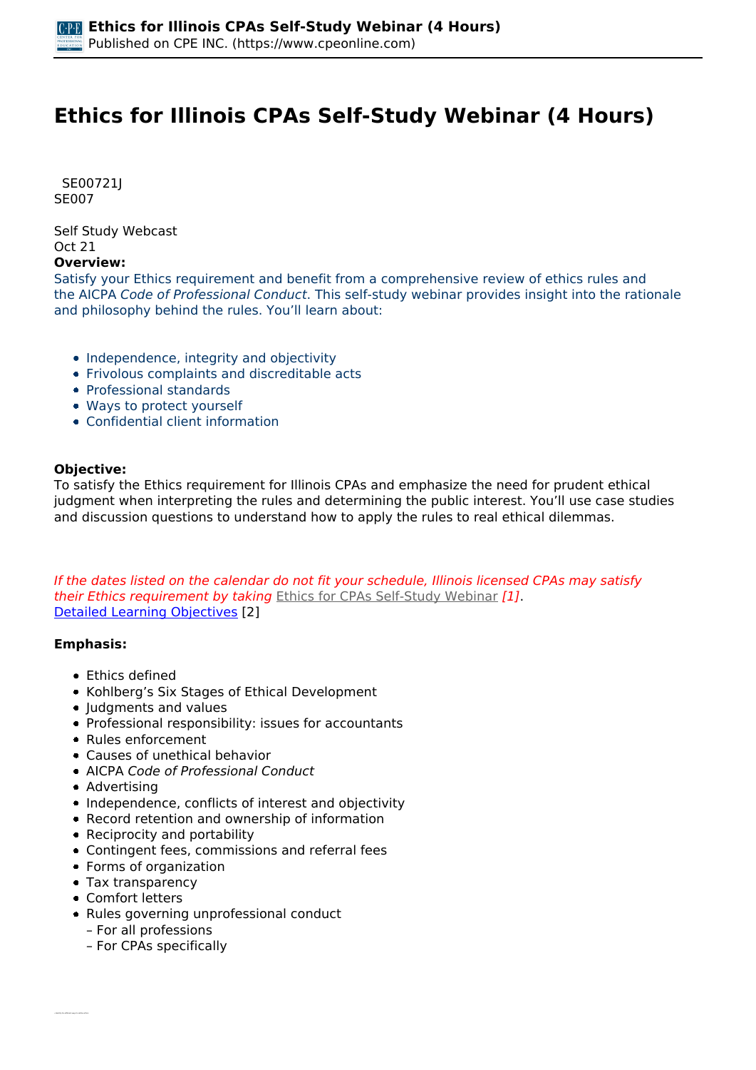# Ethics for Illinois CPAs Self-Study Webinar (4 Hours)

SE00721J
SE007

Self Study Webcast
Oct 21

**Overview:**

Satisfy your Ethics requirement and benefit from a comprehensive review of ethics rules and the AICPA *Code of Professional Conduct*. This self-study webinar provides insight into the rationale and philosophy behind the rules. You'll learn about:

- Independence, integrity and objectivity
- Frivolous complaints and discreditable acts
- Professional standards
- Ways to protect yourself
- Confidential client information

**Objective:**

To satisfy the Ethics requirement for Illinois CPAs and emphasize the need for prudent ethical judgment when interpreting the rules and determining the public interest. You'll use case studies and discussion questions to understand how to apply the rules to real ethical dilemmas.

*If the dates listed on the calendar do not fit your schedule, Illinois licensed CPAs may satisfy their Ethics requirement by taking* Ethics for CPAs Self-Study Webinar *[1]*.

Detailed Learning Objectives [2]

**Emphasis:**

- Ethics defined
- Kohlberg's Six Stages of Ethical Development
- Judgments and values
- Professional responsibility: issues for accountants
- Rules enforcement
- Causes of unethical behavior
- AICPA *Code of Professional Conduct*
- Advertising
- Independence, conflicts of interest and objectivity
- Record retention and ownership of information
- Reciprocity and portability
- Contingent fees, commissions and referral fees
- Forms of organization
- Tax transparency
- Comfort letters
- Rules governing unprofessional conduct
  – For all professions
  – For CPAs specifically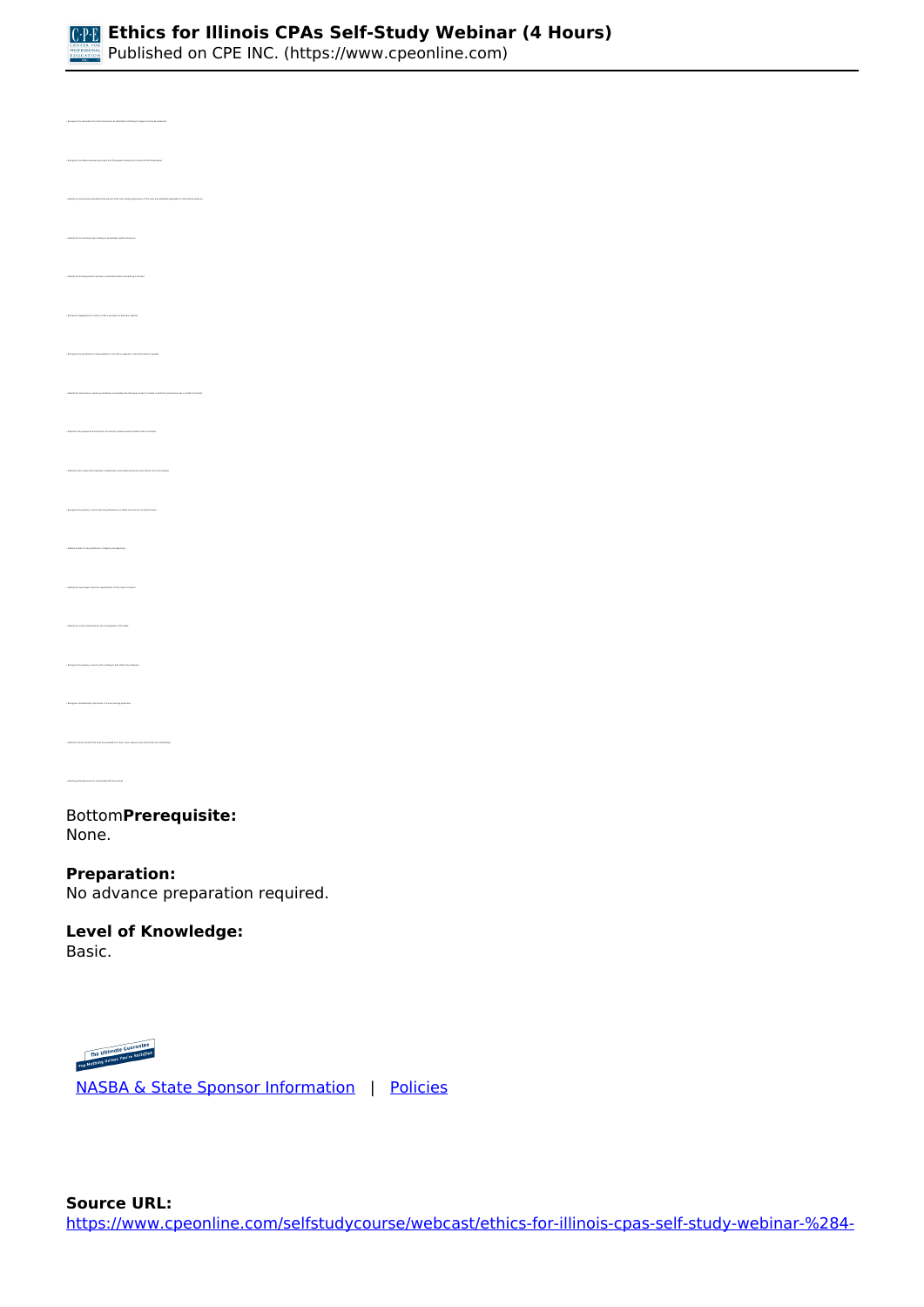Bottom**Prerequisite:**
None.

**Preparation:**
No advance preparation required.

**Level of Knowledge:**
Basic.

NASBA & State Sponsor Information | Policies

**Source URL:**
https://www.cpeonline.com/selfstudycourse/webcast/ethics-for-illinois-cpas-self-study-webinar-%284-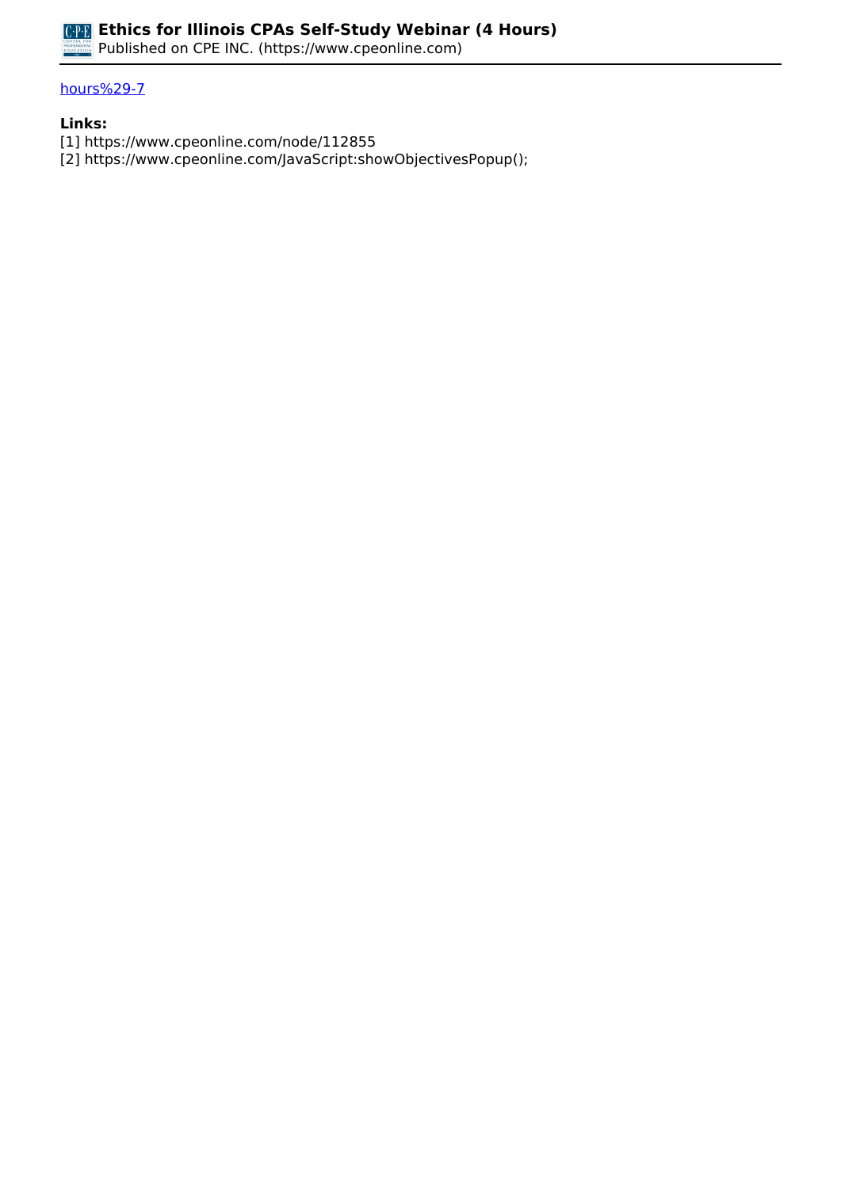[hours%29-7](hours%29-7)

**Links:**
[1] https://www.cpeonline.com/node/112855
[2] https://www.cpeonline.com/JavaScript:showObjectivesPopup();